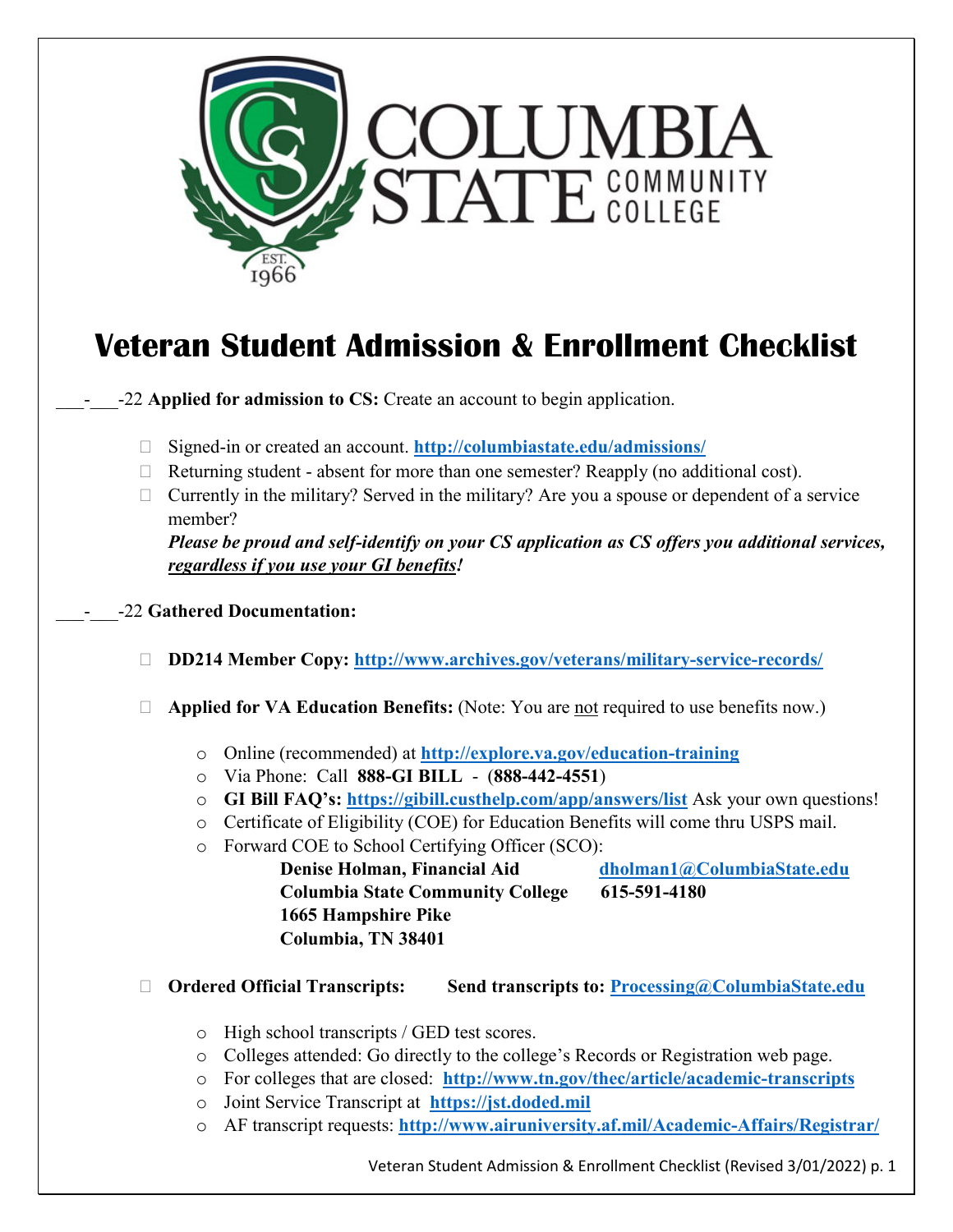# Veteran Student Admission & Enrollment Checklist

___-___-22 **Applied for admission to CS:** Create an account to begin application.

- ☐ Signed-in or created an account. **http://columbiastate.edu/admissions/**
- ☐ Returning student - absent for more than one semester? Reapply (no additional cost).
- ☐ Currently in the military? Served in the military? Are you a spouse or dependent of a service member?
  ***Please be proud and self-identify on your CS application as CS offers you additional services, regardless if you use your GI benefits!***

___-___-22 **Gathered Documentation:**

- ☐ **DD214 Member Copy: http://www.archives.gov/veterans/military-service-records/**

- ☐ **Applied for VA Education Benefits:** (Note: You are not required to use benefits now.)
  - Online (recommended) at **http://explore.va.gov/education-training**
  - Via Phone: Call **888-GI BILL** - (**888-442-4551**)
  - **GI Bill FAQ's: https://gibill.custhelp.com/app/answers/list** Ask your own questions!
  - Certificate of Eligibility (COE) for Education Benefits will come thru USPS mail.
  - Forward COE to School Certifying Officer (SCO):

    **Denise Holman, Financial Aid** — **dholman1@ColumbiaState.edu**
    **Columbia State Community College** — **615-591-4180**
    **1665 Hampshire Pike**
    **Columbia, TN 38401**

- ☐ **Ordered Official Transcripts:** **Send transcripts to: Processing@ColumbiaState.edu**
  - High school transcripts / GED test scores.
  - Colleges attended: Go directly to the college's Records or Registration web page.
  - For colleges that are closed: **http://www.tn.gov/thec/article/academic-transcripts**
  - Joint Service Transcript at **https://jst.doded.mil**
  - AF transcript requests: **http://www.airuniversity.af.mil/Academic-Affairs/Registrar/**

Veteran Student Admission & Enrollment Checklist (Revised 3/01/2022)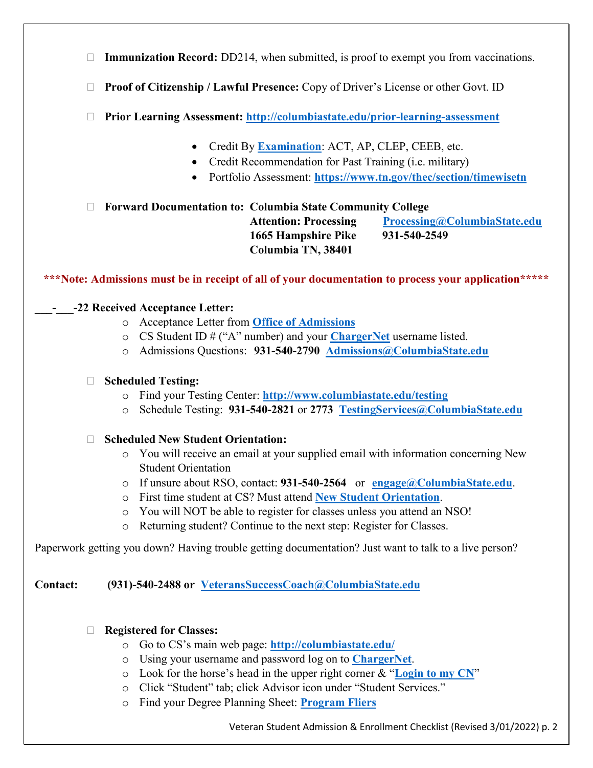- ☐ **Immunization Record:** DD214, when submitted, is proof to exempt you from vaccinations.

- ☐ **Proof of Citizenship / Lawful Presence:** Copy of Driver's License or other Govt. ID

- ☐ **Prior Learning Assessment: http://columbiastate.edu/prior-learning-assessment**

  - Credit By **Examination**: ACT, AP, CLEP, CEEB, etc.
  - Credit Recommendation for Past Training (i.e. military)
  - Portfolio Assessment: **https://www.tn.gov/thec/section/timewisetn**

- ☐ **Forward Documentation to: Columbia State Community College**
  **Attention: Processing Processing@ColumbiaState.edu**
  **1665 Hampshire Pike 931-540-2549**
  **Columbia TN, 38401**

**\*\*\*Note: Admissions must be in receipt of all of your documentation to process your application\*\*\*\*\***

**___-___-22 Received Acceptance Letter:**

- Acceptance Letter from **Office of Admissions**
- CS Student ID # ("A" number) and your **ChargerNet** username listed.
- Admissions Questions: **931-540-2790 Admissions@ColumbiaState.edu**

- ☐ **Scheduled Testing:**
  - Find your Testing Center: **http://www.columbiastate.edu/testing**
  - Schedule Testing: **931-540-2821** or **2773 TestingServices@ColumbiaState.edu**

- ☐ **Scheduled New Student Orientation:**
  - You will receive an email at your supplied email with information concerning New Student Orientation
  - If unsure about RSO, contact: **931-540-2564** or **engage@ColumbiaState.edu**.
  - First time student at CS? Must attend **New Student Orientation**.
  - You will NOT be able to register for classes unless you attend an NSO!
  - Returning student? Continue to the next step: Register for Classes.

Paperwork getting you down? Having trouble getting documentation? Just want to talk to a live person?

**Contact: (931)-540-2488 or VeteransSuccessCoach@ColumbiaState.edu**

- ☐ **Registered for Classes:**
  - Go to CS's main web page: **http://columbiastate.edu/**
  - Using your username and password log on to **ChargerNet**.
  - Look for the horse's head in the upper right corner & "**Login to my CN**"
  - Click "Student" tab; click Advisor icon under "Student Services."
  - Find your Degree Planning Sheet: **Program Fliers**

Veteran Student Admission & Enrollment Checklist (Revised 3/01/2022) p. 2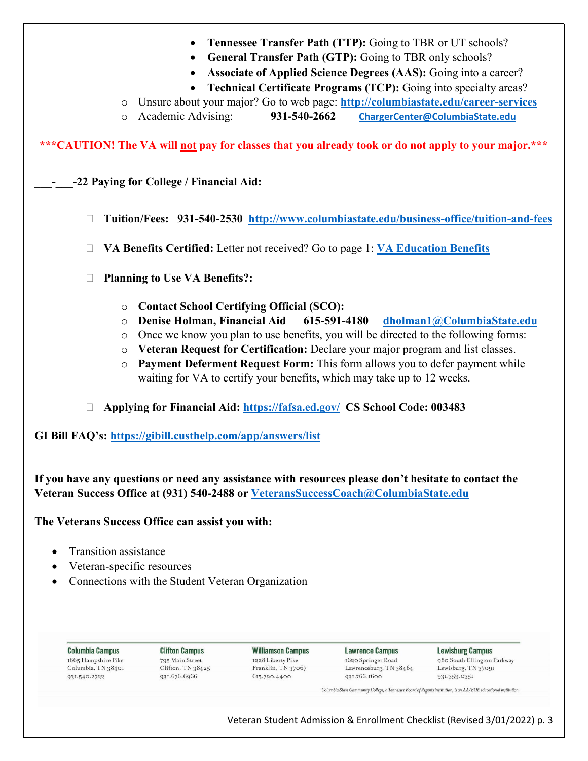- **Tennessee Transfer Path (TTP):** Going to TBR or UT schools?
- **General Transfer Path (GTP):** Going to TBR only schools?
- **Associate of Applied Science Degrees (AAS):** Going into a career?
- **Technical Certificate Programs (TCP):** Going into specialty areas?

  - Unsure about your major? Go to web page: **http://columbiastate.edu/career-services**
  - Academic Advising: **931-540-2662** **ChargerCenter@ColumbiaState.edu**

**\*\*\*CAUTION! The VA will not pay for classes that you already took or do not apply to your major.\*\*\***

**___-___-22 Paying for College / Financial Aid:**

- ☐ **Tuition/Fees: 931-540-2530** **http://www.columbiastate.edu/business-office/tuition-and-fees**

- ☐ **VA Benefits Certified:** Letter not received? Go to page 1: **VA Education Benefits**

- ☐ **Planning to Use VA Benefits?:**

  - **Contact School Certifying Official (SCO):**
  - **Denise Holman, Financial Aid 615-591-4180** **dholman1@ColumbiaState.edu**
  - Once we know you plan to use benefits, you will be directed to the following forms:
  - **Veteran Request for Certification:** Declare your major program and list classes.
  - **Payment Deferment Request Form:** This form allows you to defer payment while waiting for VA to certify your benefits, which may take up to 12 weeks.

- ☐ **Applying for Financial Aid: https://fafsa.ed.gov/ CS School Code: 003483**

**GI Bill FAQ's: https://gibill.custhelp.com/app/answers/list**

**If you have any questions or need any assistance with resources please don't hesitate to contact the Veteran Success Office at (931) 540-2488 or VeteransSuccessCoach@ColumbiaState.edu**

**The Veterans Success Office can assist you with:**

- Transition assistance
- Veteran-specific resources
- Connections with the Student Veteran Organization

**Columbia Campus**
1665 Hampshire Pike
Columbia, TN 38401
931.540.2722

**Clifton Campus**
795 Main Street
Clifton, TN 38425
931.676.6966

**Williamson Campus**
1228 Liberty Pike
Franklin, TN 37067
615.790.4400

**Lawrence Campus**
1620 Springer Road
Lawrenceburg, TN 38464
931.766.1600

**Lewisburg Campus**
980 South Ellington Parkway
Lewisburg, TN 37091
931.359.0351

*Columbia State Community College, a Tennessee Board of Regents institution, is an AA/EOE educational institution.*

Veteran Student Admission & Enrollment Checklist (Revised 3/01/2022)